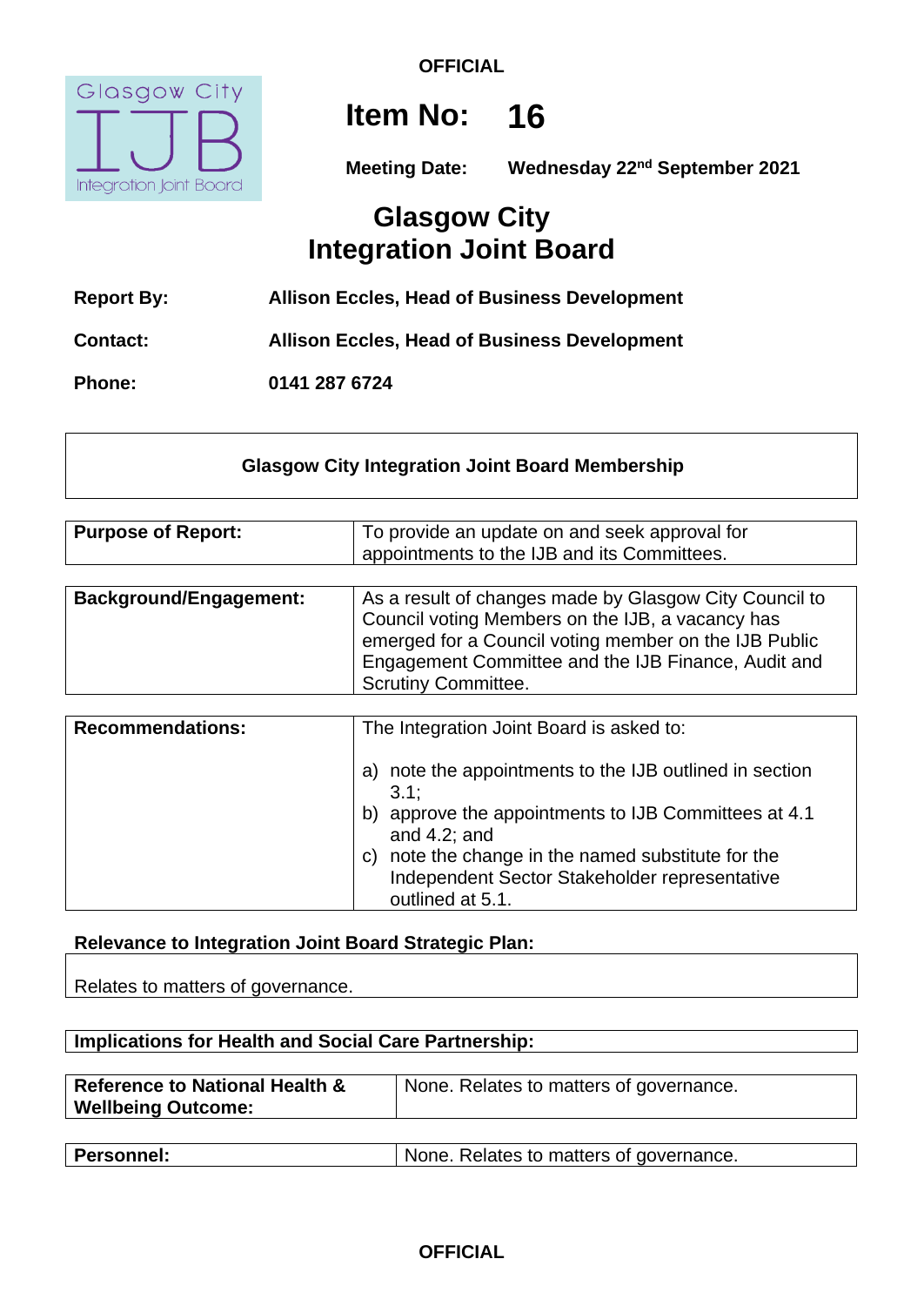**OFFICIAL**

# Item No: 16

**Meeting Date:** **Wednesday 22nd September 2021**

# Glasgow City Integration Joint Board

| | |
|---|---|
| **Report By:** | **Allison Eccles, Head of Business Development** |
| **Contact:** | **Allison Eccles, Head of Business Development** |
| **Phone:** | **0141 287 6724** |

## Glasgow City Integration Joint Board Membership

| | |
|---|---|
| **Purpose of Report:** | To provide an update on and seek approval for appointments to the IJB and its Committees. |

| | |
|---|---|
| **Background/Engagement:** | As a result of changes made by Glasgow City Council to Council voting Members on the IJB, a vacancy has emerged for a Council voting member on the IJB Public Engagement Committee and the IJB Finance, Audit and Scrutiny Committee. |

| | |
|---|---|
| **Recommendations:** | The Integration Joint Board is asked to:<br><br>a) note the appointments to the IJB outlined in section 3.1;<br>b) approve the appointments to IJB Committees at 4.1 and 4.2; and<br>c) note the change in the named substitute for the Independent Sector Stakeholder representative outlined at 5.1. |

**Relevance to Integration Joint Board Strategic Plan:**

Relates to matters of governance.

**Implications for Health and Social Care Partnership:**

| | |
|---|---|
| **Reference to National Health & Wellbeing Outcome:** | None. Relates to matters of governance. |

| | |
|---|---|
| **Personnel:** | None. Relates to matters of governance. |

**OFFICIAL**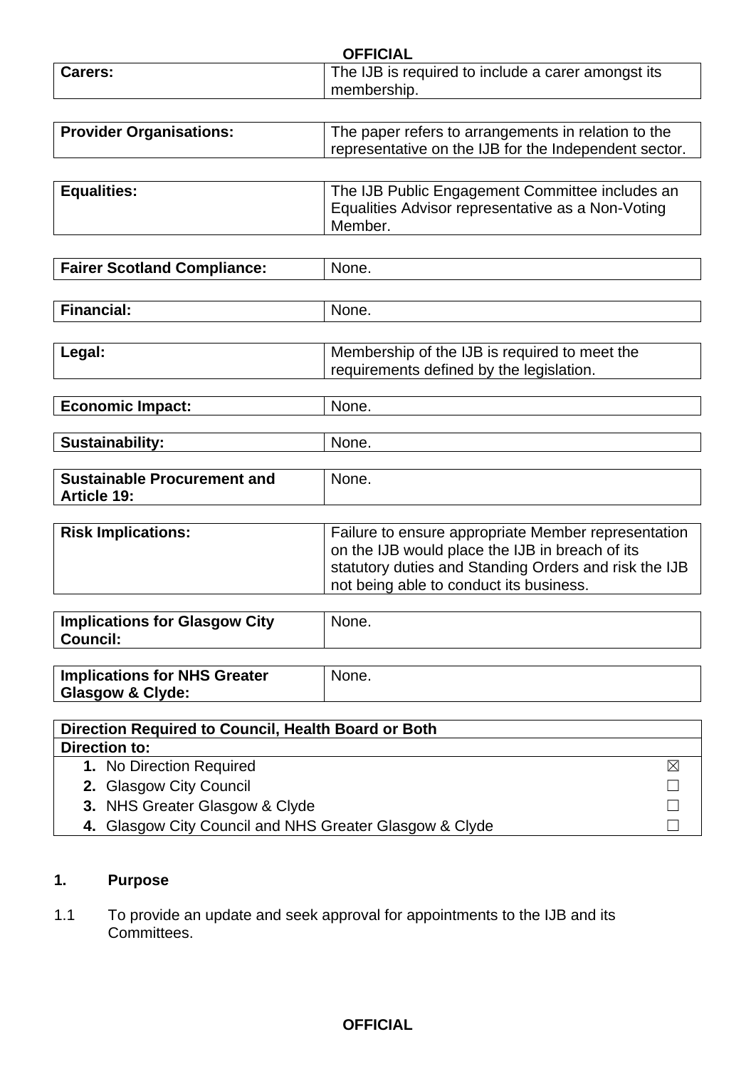| | |
|---|---|
| **Carers:** | The IJB is required to include a carer amongst its membership. |

| | |
|---|---|
| **Provider Organisations:** | The paper refers to arrangements in relation to the representative on the IJB for the Independent sector. |

| | |
|---|---|
| **Equalities:** | The IJB Public Engagement Committee includes an Equalities Advisor representative as a Non-Voting Member. |

| | |
|---|---|
| **Fairer Scotland Compliance:** | None. |

| | |
|---|---|
| **Financial:** | None. |

| | |
|---|---|
| **Legal:** | Membership of the IJB is required to meet the requirements defined by the legislation. |

| | |
|---|---|
| **Economic Impact:** | None. |

| | |
|---|---|
| **Sustainability:** | None. |

| | |
|---|---|
| **Sustainable Procurement and Article 19:** | None. |

| | |
|---|---|
| **Risk Implications:** | Failure to ensure appropriate Member representation on the IJB would place the IJB in breach of its statutory duties and Standing Orders and risk the IJB not being able to conduct its business. |

| | |
|---|---|
| **Implications for Glasgow City Council:** | None. |

| | |
|---|---|
| **Implications for NHS Greater Glasgow & Clyde:** | None. |

| **Direction Required to Council, Health Board or Both** | |
|---|---|
| **Direction to:** | |
| **1.** No Direction Required | ☒ |
| **2.** Glasgow City Council | ☐ |
| **3.** NHS Greater Glasgow & Clyde | ☐ |
| **4.** Glasgow City Council and NHS Greater Glasgow & Clyde | ☐ |

## 1. Purpose

1.1 To provide an update and seek approval for appointments to the IJB and its Committees.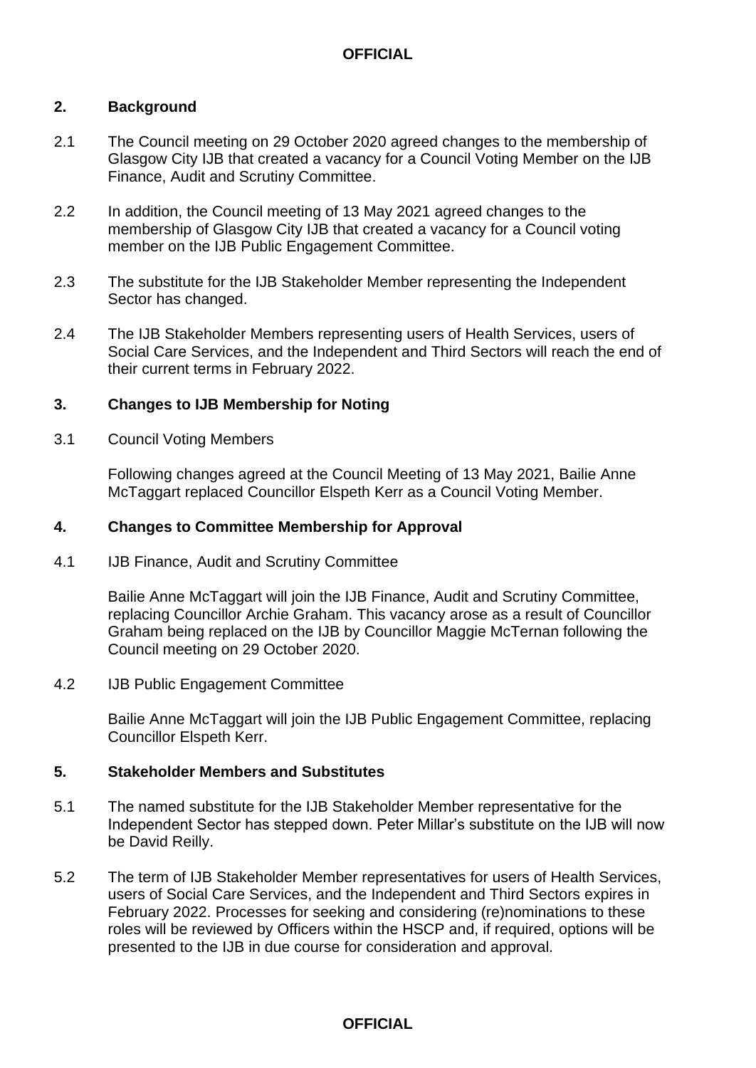## 2. Background

2.1 The Council meeting on 29 October 2020 agreed changes to the membership of Glasgow City IJB that created a vacancy for a Council Voting Member on the IJB Finance, Audit and Scrutiny Committee.

2.2 In addition, the Council meeting of 13 May 2021 agreed changes to the membership of Glasgow City IJB that created a vacancy for a Council voting member on the IJB Public Engagement Committee.

2.3 The substitute for the IJB Stakeholder Member representing the Independent Sector has changed.

2.4 The IJB Stakeholder Members representing users of Health Services, users of Social Care Services, and the Independent and Third Sectors will reach the end of their current terms in February 2022.

## 3. Changes to IJB Membership for Noting

3.1 Council Voting Members

Following changes agreed at the Council Meeting of 13 May 2021, Bailie Anne McTaggart replaced Councillor Elspeth Kerr as a Council Voting Member.

## 4. Changes to Committee Membership for Approval

4.1 IJB Finance, Audit and Scrutiny Committee

Bailie Anne McTaggart will join the IJB Finance, Audit and Scrutiny Committee, replacing Councillor Archie Graham. This vacancy arose as a result of Councillor Graham being replaced on the IJB by Councillor Maggie McTernan following the Council meeting on 29 October 2020.

4.2 IJB Public Engagement Committee

Bailie Anne McTaggart will join the IJB Public Engagement Committee, replacing Councillor Elspeth Kerr.

## 5. Stakeholder Members and Substitutes

5.1 The named substitute for the IJB Stakeholder Member representative for the Independent Sector has stepped down. Peter Millar's substitute on the IJB will now be David Reilly.

5.2 The term of IJB Stakeholder Member representatives for users of Health Services, users of Social Care Services, and the Independent and Third Sectors expires in February 2022. Processes for seeking and considering (re)nominations to these roles will be reviewed by Officers within the HSCP and, if required, options will be presented to the IJB in due course for consideration and approval.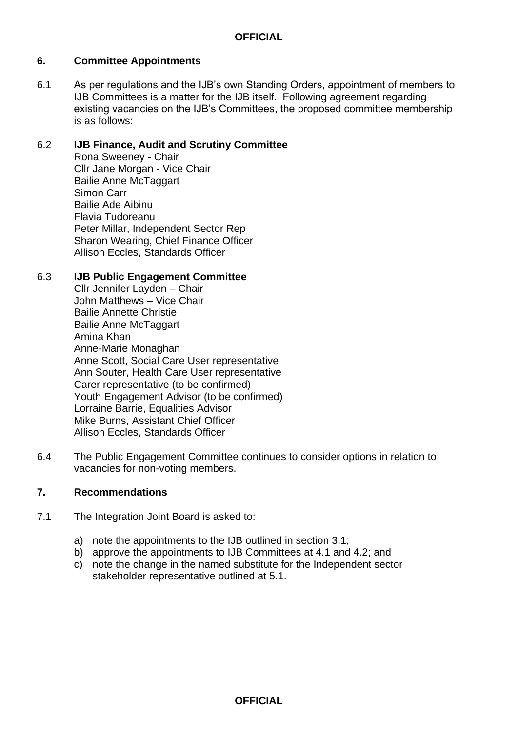## 6. Committee Appointments

6.1 As per regulations and the IJB's own Standing Orders, appointment of members to IJB Committees is a matter for the IJB itself. Following agreement regarding existing vacancies on the IJB's Committees, the proposed committee membership is as follows:

6.2 **IJB Finance, Audit and Scrutiny Committee**

Rona Sweeney - Chair
Cllr Jane Morgan - Vice Chair
Bailie Anne McTaggart
Simon Carr
Bailie Ade Aibinu
Flavia Tudoreanu
Peter Millar, Independent Sector Rep
Sharon Wearing, Chief Finance Officer
Allison Eccles, Standards Officer

6.3 **IJB Public Engagement Committee**

Cllr Jennifer Layden – Chair
John Matthews – Vice Chair
Bailie Annette Christie
Bailie Anne McTaggart
Amina Khan
Anne-Marie Monaghan
Anne Scott, Social Care User representative
Ann Souter, Health Care User representative
Carer representative (to be confirmed)
Youth Engagement Advisor (to be confirmed)
Lorraine Barrie, Equalities Advisor
Mike Burns, Assistant Chief Officer
Allison Eccles, Standards Officer

6.4 The Public Engagement Committee continues to consider options in relation to vacancies for non-voting members.

## 7. Recommendations

7.1 The Integration Joint Board is asked to:

a) note the appointments to the IJB outlined in section 3.1;
b) approve the appointments to IJB Committees at 4.1 and 4.2; and
c) note the change in the named substitute for the Independent sector stakeholder representative outlined at 5.1.